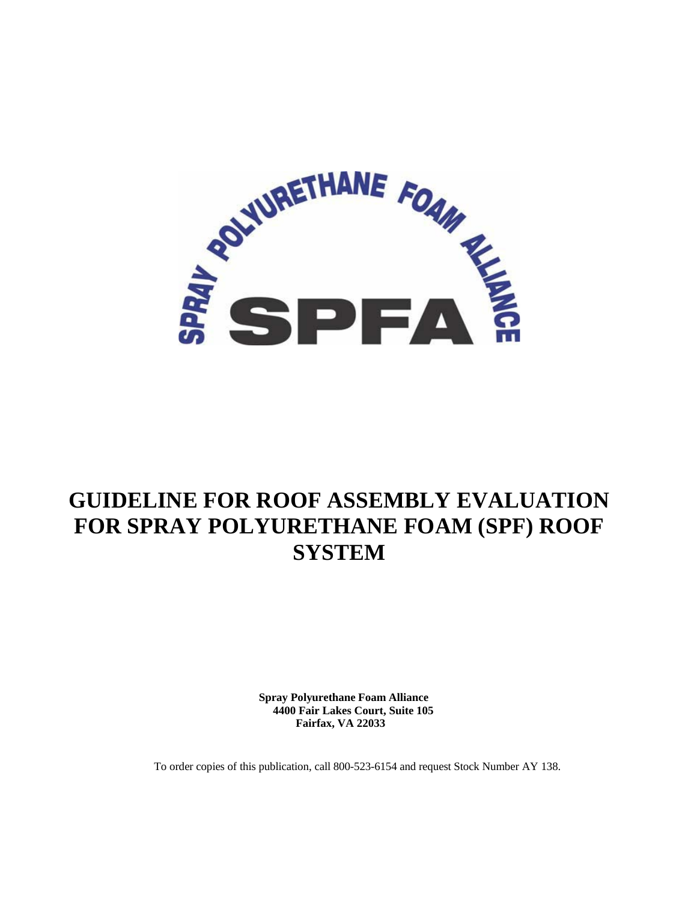SPRAY POLYURETHANE FOAM ALLIANCE

SPFA

# GUIDELINE FOR ROOF ASSEMBLY EVALUATION FOR SPRAY POLYURETHANE FOAM (SPF) ROOF SYSTEM

**Spray Polyurethane Foam Alliance**
**4400 Fair Lakes Court, Suite 105**
**Fairfax, VA 22033**

To order copies of this publication, call 800-523-6154 and request Stock Number AY 138.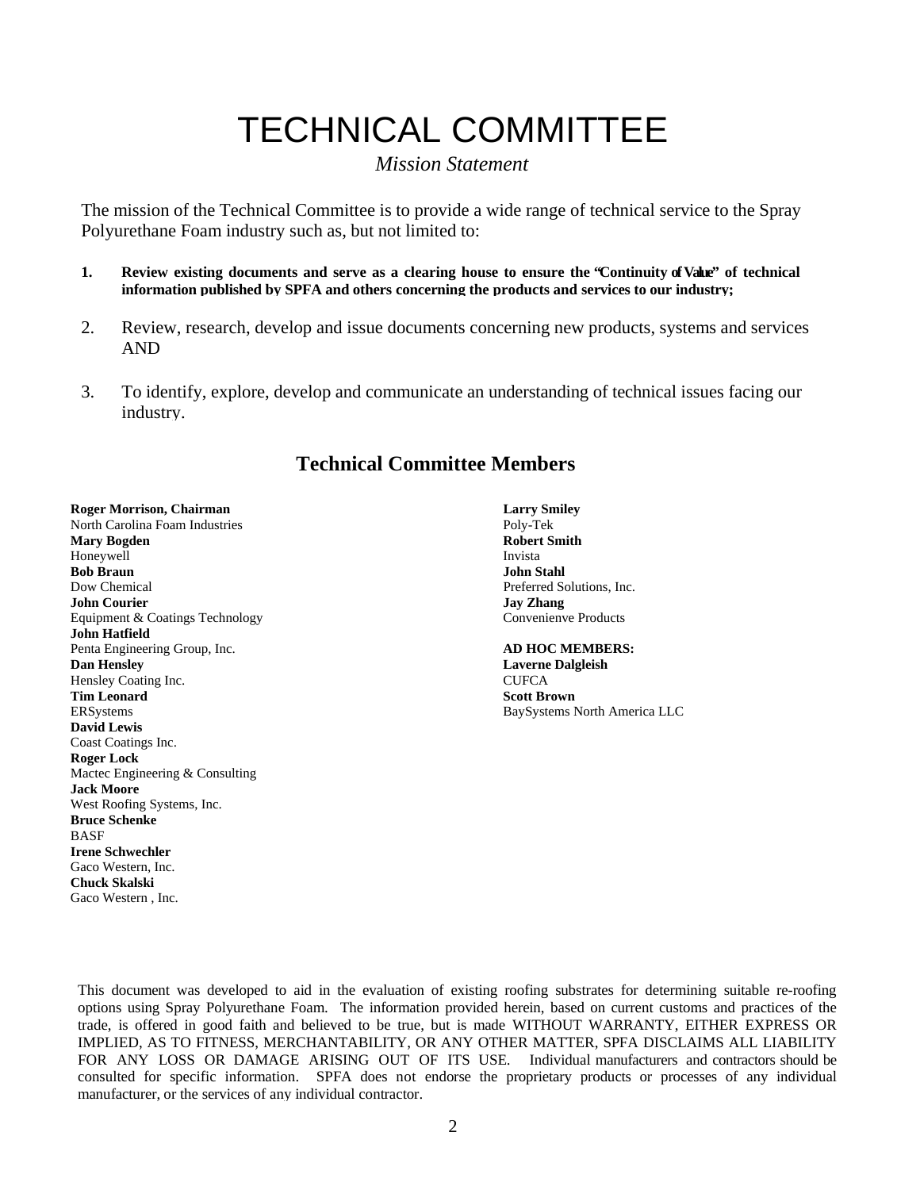# TECHNICAL COMMITTEE

*Mission Statement*

The mission of the Technical Committee is to provide a wide range of technical service to the Spray Polyurethane Foam industry such as, but not limited to:

1. **Review existing documents and serve as a clearing house to ensure the "Continuity of Value" of technical information published by SPFA and others concerning the products and services to our industry;**
2. Review, research, develop and issue documents concerning new products, systems and services AND
3. To identify, explore, develop and communicate an understanding of technical issues facing our industry.

## Technical Committee Members

**Roger Morrison, Chairman**
North Carolina Foam Industries
**Mary Bogden**
Honeywell
**Bob Braun**
Dow Chemical
**John Courier**
Equipment & Coatings Technology
**John Hatfield**
Penta Engineering Group, Inc.
**Dan Hensley**
Hensley Coating Inc.
**Tim Leonard**
ERSystems
**David Lewis**
Coast Coatings Inc.
**Roger Lock**
Mactec Engineering & Consulting
**Jack Moore**
West Roofing Systems, Inc.
**Bruce Schenke**
BASF
**Irene Schwechler**
Gaco Western, Inc.
**Chuck Skalski**
Gaco Western , Inc.
**Larry Smiley**
Poly-Tek
**Robert Smith**
Invista
**John Stahl**
Preferred Solutions, Inc.
**Jay Zhang**
Convenienve Products

**AD HOC MEMBERS:**
**Laverne Dalgleish**
CUFCA
**Scott Brown**
BaySystems North America LLC

This document was developed to aid in the evaluation of existing roofing substrates for determining suitable re-roofing options using Spray Polyurethane Foam. The information provided herein, based on current customs and practices of the trade, is offered in good faith and believed to be true, but is made WITHOUT WARRANTY, EITHER EXPRESS OR IMPLIED, AS TO FITNESS, MERCHANTABILITY, OR ANY OTHER MATTER, SPFA DISCLAIMS ALL LIABILITY FOR ANY LOSS OR DAMAGE ARISING OUT OF ITS USE. Individual manufacturers and contractors should be consulted for specific information. SPFA does not endorse the proprietary products or processes of any individual manufacturer, or the services of any individual contractor.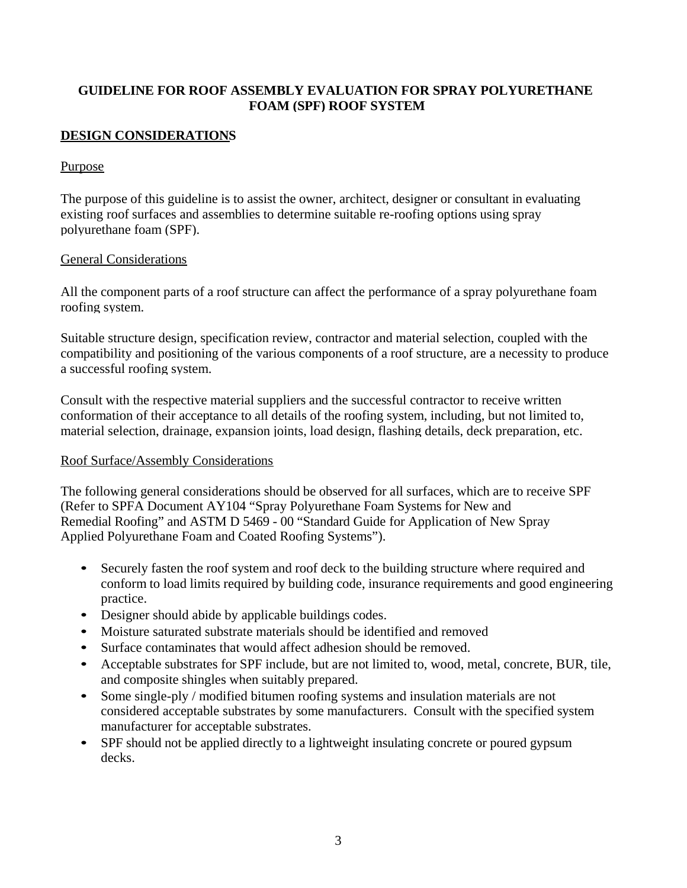**GUIDELINE FOR ROOF ASSEMBLY EVALUATION FOR SPRAY POLYURETHANE FOAM (SPF) ROOF SYSTEM**

## DESIGN CONSIDERATIONS

### Purpose

The purpose of this guideline is to assist the owner, architect, designer or consultant in evaluating existing roof surfaces and assemblies to determine suitable re-roofing options using spray polyurethane foam (SPF).

### General Considerations

All the component parts of a roof structure can affect the performance of a spray polyurethane foam roofing system.

Suitable structure design, specification review, contractor and material selection, coupled with the compatibility and positioning of the various components of a roof structure, are a necessity to produce a successful roofing system.

Consult with the respective material suppliers and the successful contractor to receive written conformation of their acceptance to all details of the roofing system, including, but not limited to, material selection, drainage, expansion joints, load design, flashing details, deck preparation, etc.

### Roof Surface/Assembly Considerations

The following general considerations should be observed for all surfaces, which are to receive SPF (Refer to SPFA Document AY104 "Spray Polyurethane Foam Systems for New and Remedial Roofing" and ASTM D 5469 - 00 "Standard Guide for Application of New Spray Applied Polyurethane Foam and Coated Roofing Systems").

- Securely fasten the roof system and roof deck to the building structure where required and conform to load limits required by building code, insurance requirements and good engineering practice.
- Designer should abide by applicable buildings codes.
- Moisture saturated substrate materials should be identified and removed
- Surface contaminates that would affect adhesion should be removed.
- Acceptable substrates for SPF include, but are not limited to, wood, metal, concrete, BUR, tile, and composite shingles when suitably prepared.
- Some single-ply / modified bitumen roofing systems and insulation materials are not considered acceptable substrates by some manufacturers. Consult with the specified system manufacturer for acceptable substrates.
- SPF should not be applied directly to a lightweight insulating concrete or poured gypsum decks.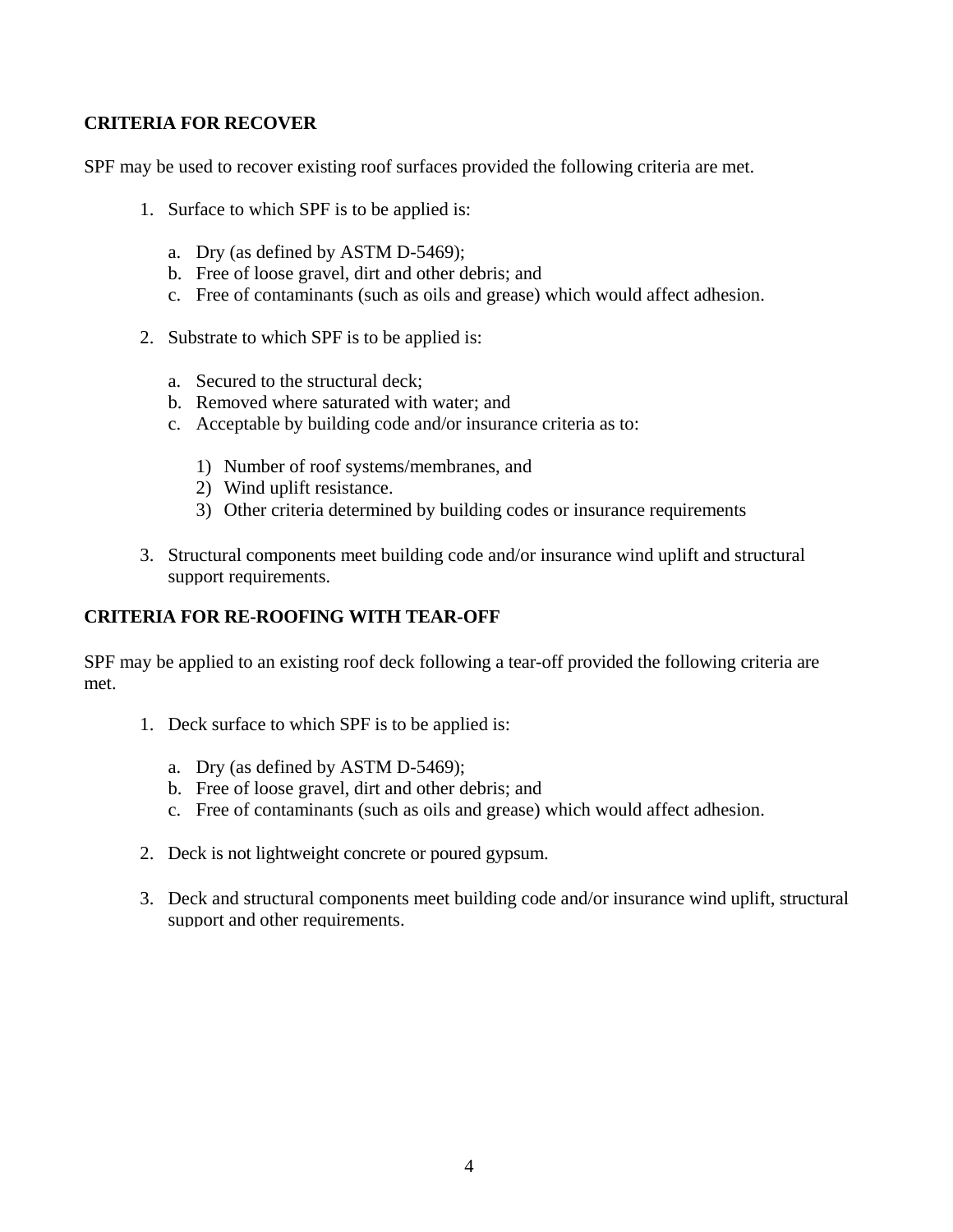## CRITERIA FOR RECOVER

SPF may be used to recover existing roof surfaces provided the following criteria are met.

1. Surface to which SPF is to be applied is:

   a. Dry (as defined by ASTM D-5469);
   b. Free of loose gravel, dirt and other debris; and
   c. Free of contaminants (such as oils and grease) which would affect adhesion.

2. Substrate to which SPF is to be applied is:

   a. Secured to the structural deck;
   b. Removed where saturated with water; and
   c. Acceptable by building code and/or insurance criteria as to:

      1) Number of roof systems/membranes, and
      2) Wind uplift resistance.
      3) Other criteria determined by building codes or insurance requirements

3. Structural components meet building code and/or insurance wind uplift and structural support requirements.

## CRITERIA FOR RE-ROOFING WITH TEAR-OFF

SPF may be applied to an existing roof deck following a tear-off provided the following criteria are met.

1. Deck surface to which SPF is to be applied is:

   a. Dry (as defined by ASTM D-5469);
   b. Free of loose gravel, dirt and other debris; and
   c. Free of contaminants (such as oils and grease) which would affect adhesion.

2. Deck is not lightweight concrete or poured gypsum.

3. Deck and structural components meet building code and/or insurance wind uplift, structural support and other requirements.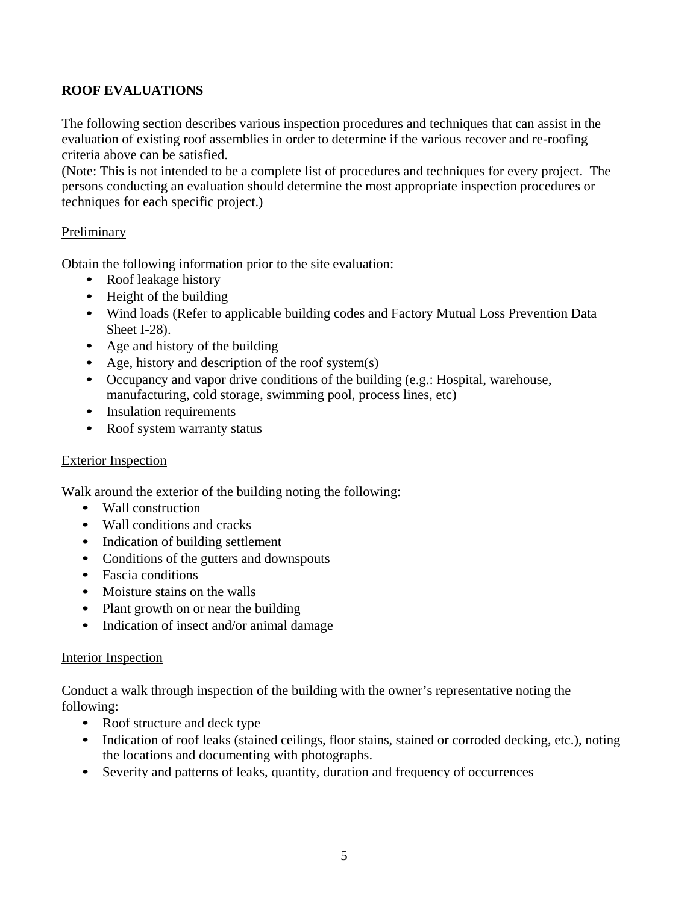**ROOF EVALUATIONS**

The following section describes various inspection procedures and techniques that can assist in the evaluation of existing roof assemblies in order to determine if the various recover and re-roofing criteria above can be satisfied.
(Note: This is not intended to be a complete list of procedures and techniques for every project. The persons conducting an evaluation should determine the most appropriate inspection procedures or techniques for each specific project.)

<u>Preliminary</u>

Obtain the following information prior to the site evaluation:

- Roof leakage history
- Height of the building
- Wind loads (Refer to applicable building codes and Factory Mutual Loss Prevention Data Sheet I-28).
- Age and history of the building
- Age, history and description of the roof system(s)
- Occupancy and vapor drive conditions of the building (e.g.: Hospital, warehouse, manufacturing, cold storage, swimming pool, process lines, etc)
- Insulation requirements
- Roof system warranty status

<u>Exterior Inspection</u>

Walk around the exterior of the building noting the following:

- Wall construction
- Wall conditions and cracks
- Indication of building settlement
- Conditions of the gutters and downspouts
- Fascia conditions
- Moisture stains on the walls
- Plant growth on or near the building
- Indication of insect and/or animal damage

<u>Interior Inspection</u>

Conduct a walk through inspection of the building with the owner's representative noting the following:

- Roof structure and deck type
- Indication of roof leaks (stained ceilings, floor stains, stained or corroded decking, etc.), noting the locations and documenting with photographs.
- Severity and patterns of leaks, quantity, duration and frequency of occurrences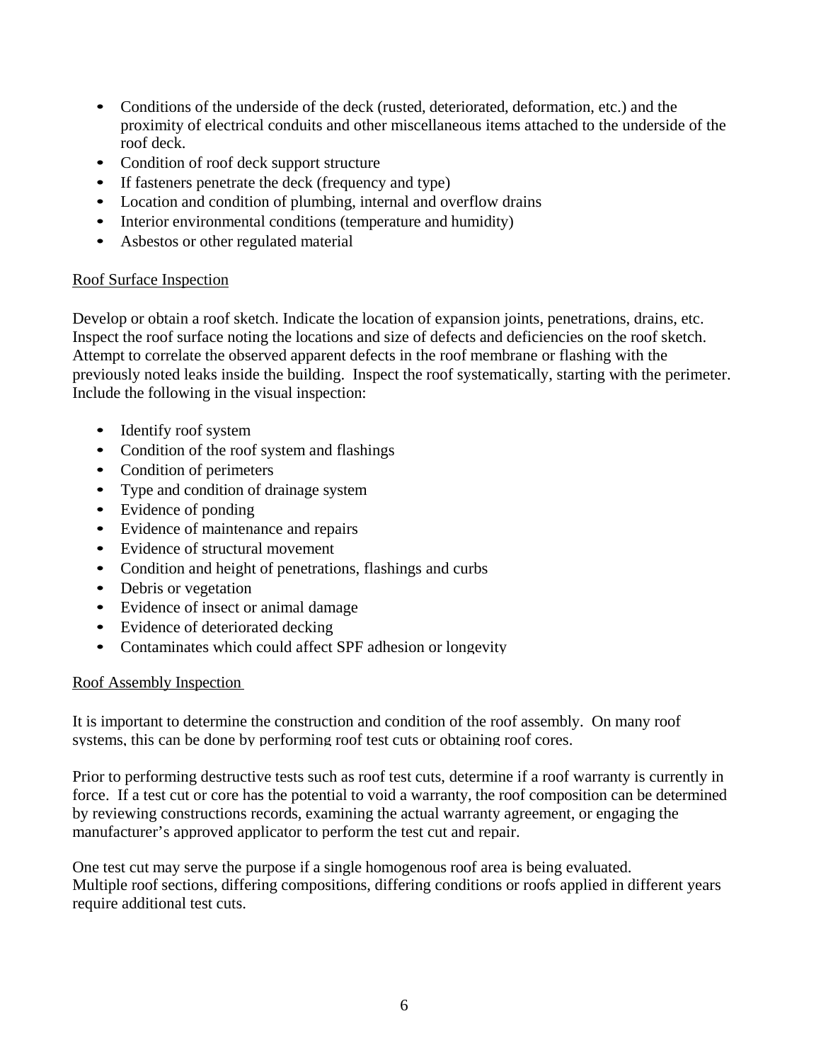- Conditions of the underside of the deck (rusted, deteriorated, deformation, etc.) and the proximity of electrical conduits and other miscellaneous items attached to the underside of the roof deck.
- Condition of roof deck support structure
- If fasteners penetrate the deck (frequency and type)
- Location and condition of plumbing, internal and overflow drains
- Interior environmental conditions (temperature and humidity)
- Asbestos or other regulated material

Roof Surface Inspection

Develop or obtain a roof sketch. Indicate the location of expansion joints, penetrations, drains, etc. Inspect the roof surface noting the locations and size of defects and deficiencies on the roof sketch. Attempt to correlate the observed apparent defects in the roof membrane or flashing with the previously noted leaks inside the building. Inspect the roof systematically, starting with the perimeter. Include the following in the visual inspection:

- Identify roof system
- Condition of the roof system and flashings
- Condition of perimeters
- Type and condition of drainage system
- Evidence of ponding
- Evidence of maintenance and repairs
- Evidence of structural movement
- Condition and height of penetrations, flashings and curbs
- Debris or vegetation
- Evidence of insect or animal damage
- Evidence of deteriorated decking
- Contaminates which could affect SPF adhesion or longevity

Roof Assembly Inspection

It is important to determine the construction and condition of the roof assembly. On many roof systems, this can be done by performing roof test cuts or obtaining roof cores.

Prior to performing destructive tests such as roof test cuts, determine if a roof warranty is currently in force. If a test cut or core has the potential to void a warranty, the roof composition can be determined by reviewing constructions records, examining the actual warranty agreement, or engaging the manufacturer's approved applicator to perform the test cut and repair.

One test cut may serve the purpose if a single homogenous roof area is being evaluated. Multiple roof sections, differing compositions, differing conditions or roofs applied in different years require additional test cuts.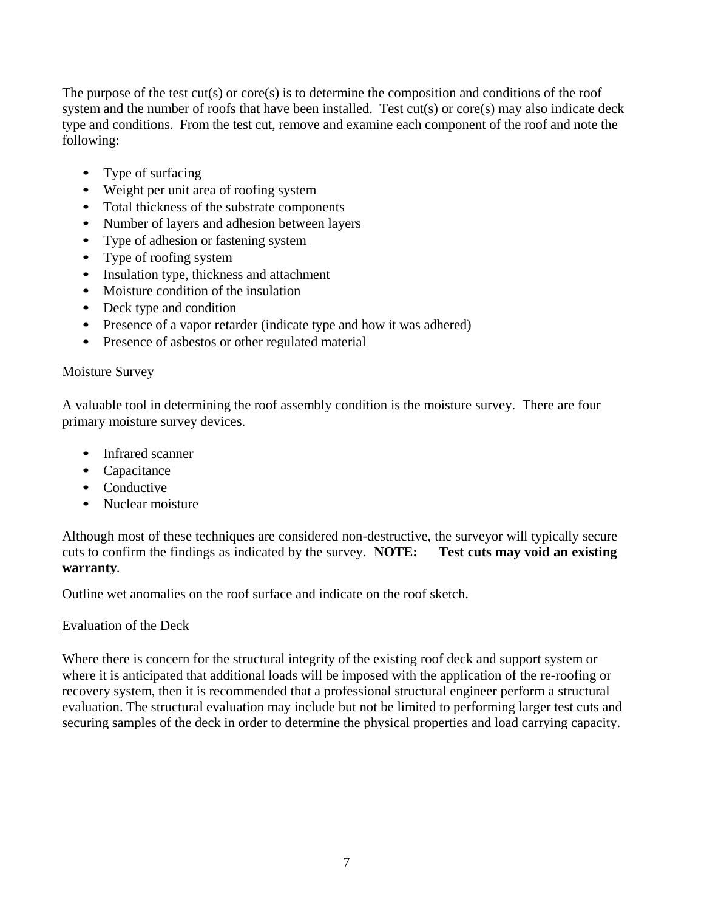The purpose of the test cut(s) or core(s) is to determine the composition and conditions of the roof system and the number of roofs that have been installed. Test cut(s) or core(s) may also indicate deck type and conditions. From the test cut, remove and examine each component of the roof and note the following:

- Type of surfacing
- Weight per unit area of roofing system
- Total thickness of the substrate components
- Number of layers and adhesion between layers
- Type of adhesion or fastening system
- Type of roofing system
- Insulation type, thickness and attachment
- Moisture condition of the insulation
- Deck type and condition
- Presence of a vapor retarder (indicate type and how it was adhered)
- Presence of asbestos or other regulated material

<u>Moisture Survey</u>

A valuable tool in determining the roof assembly condition is the moisture survey. There are four primary moisture survey devices.

- Infrared scanner
- Capacitance
- Conductive
- Nuclear moisture

Although most of these techniques are considered non-destructive, the surveyor will typically secure cuts to confirm the findings as indicated by the survey. **NOTE: Test cuts may void an existing warranty**.

Outline wet anomalies on the roof surface and indicate on the roof sketch.

<u>Evaluation of the Deck</u>

Where there is concern for the structural integrity of the existing roof deck and support system or where it is anticipated that additional loads will be imposed with the application of the re-roofing or recovery system, then it is recommended that a professional structural engineer perform a structural evaluation. The structural evaluation may include but not be limited to performing larger test cuts and securing samples of the deck in order to determine the physical properties and load carrying capacity.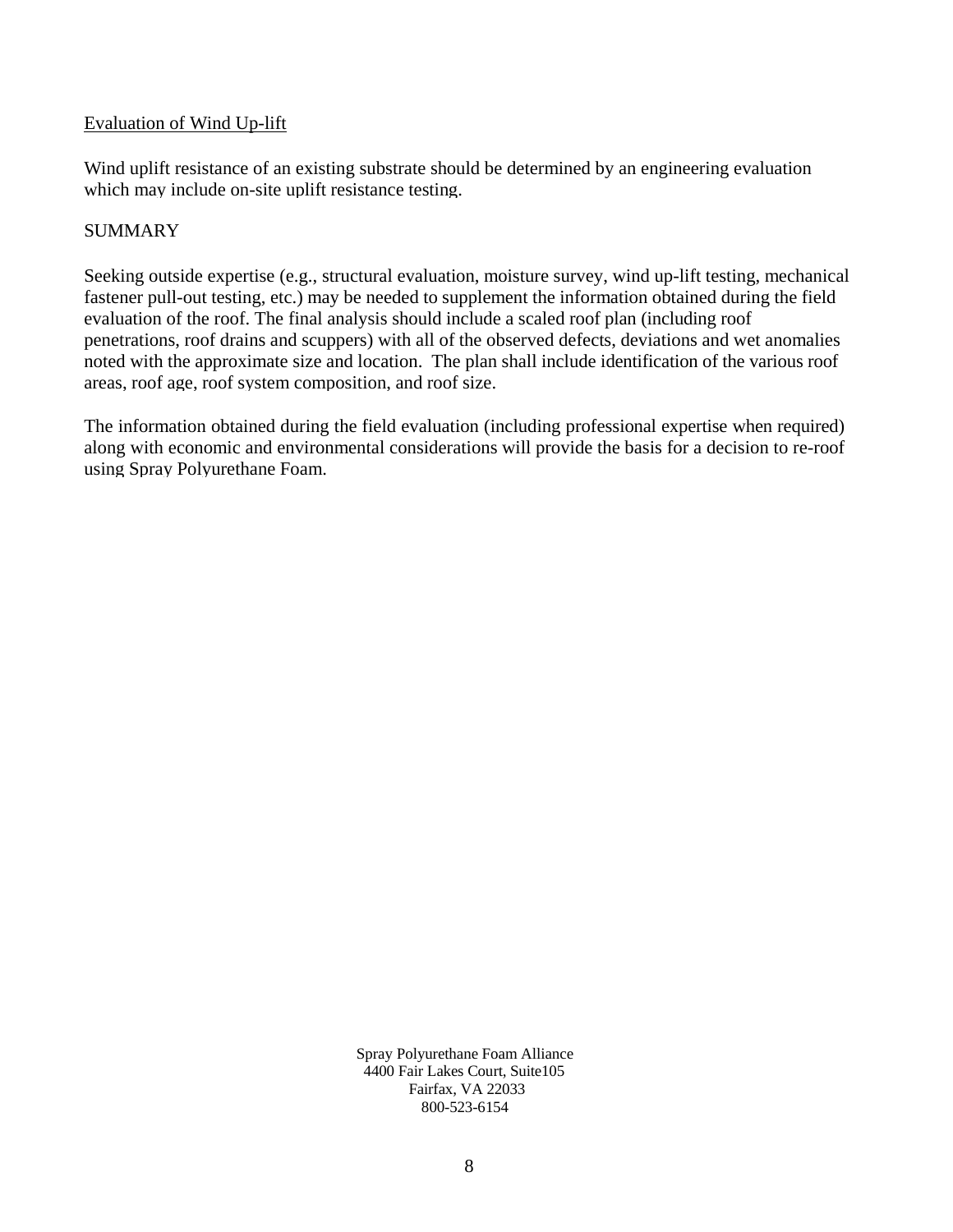## Evaluation of Wind Up-lift

Wind uplift resistance of an existing substrate should be determined by an engineering evaluation which may include on-site uplift resistance testing.

## SUMMARY

Seeking outside expertise (e.g., structural evaluation, moisture survey, wind up-lift testing, mechanical fastener pull-out testing, etc.) may be needed to supplement the information obtained during the field evaluation of the roof. The final analysis should include a scaled roof plan (including roof penetrations, roof drains and scuppers) with all of the observed defects, deviations and wet anomalies noted with the approximate size and location. The plan shall include identification of the various roof areas, roof age, roof system composition, and roof size.

The information obtained during the field evaluation (including professional expertise when required) along with economic and environmental considerations will provide the basis for a decision to re-roof using Spray Polyurethane Foam.

Spray Polyurethane Foam Alliance
4400 Fair Lakes Court, Suite105
Fairfax, VA 22033
800-523-6154